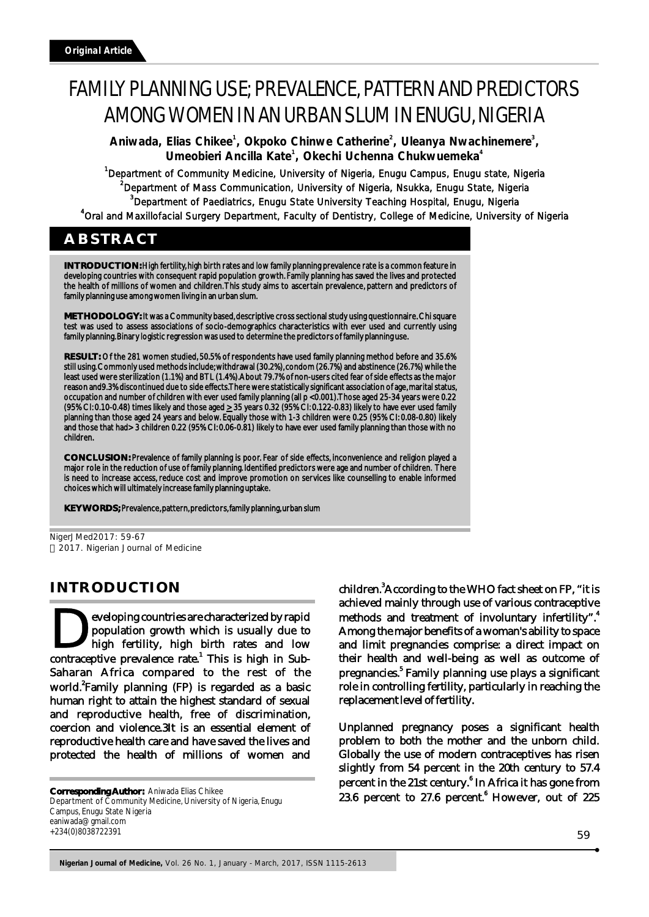**Original Article**

# FAMILY PLANNING USE; PREVALENCE, PATTERN AND PREDICTORS AMONG WOMEN IN AN URBAN SLUM IN ENUGU, NIGERIA

**Aniwada, Elias Chikee[1], Okpoko Chinwe Catherine[2], Uleanya Nwachinemere[3], Umeobieri Ancilla Kate[1], Okechi Uchenna Chukwuemeka[4]**

[1]Department of Community Medicine, University of Nigeria, Enugu Campus, Enugu state, Nigeria
[2]Department of Mass Communication, University of Nigeria, Nsukka, Enugu State, Nigeria
[3]Department of Paediatrics, Enugu State University Teaching Hospital, Enugu, Nigeria
[4]Oral and Maxillofacial Surgery Department, Faculty of Dentistry, College of Medicine, University of Nigeria

## ABSTRACT

**INTRODUCTION:** High fertility, high birth rates and low family planning prevalence rate is a common feature in developing countries with consequent rapid population growth. Family planning has saved the lives and protected the health of millions of women and children. This study aims to ascertain prevalence, pattern and predictors of family planning use among women living in an urban slum.

**METHODOLOGY:** It was a Community based, descriptive cross sectional study using questionnaire. Chi square test was used to assess associations of socio-demographics characteristics with ever used and currently using family planning. Binary logistic regression was used to determine the predictors of family planning use.

**RESULT:** Of the 281 women studied, 50.5% of respondents have used family planning method before and 35.6% still using. Commonly used methods include; withdrawal (30.2%), condom (26.7%) and abstinence (26.7%) while the least used were sterilization (1.1%) and BTL (1.4%). About 79.7% of non-users cited fear of side effects as the major reason and 9.3% discontinued due to side effects. There were statistically significant association of age, marital status, occupation and number of children with ever used and currently using family planning (all $p < 0.001$). Those aged 25-34 years were 0.22 (95% CI: 0.10-0.48) times likely and those aged ≥ 35 years 0.32 (95% CI: 0.122-0.83) likely to have ever used family planning than those aged 24 years and below. Equally those with 1-3 children were 0.25 (95% CI: 0.08-0.80) likely and those that had > 3 children 0.22 (95% CI: 0.06-0.81) likely to have ever used family planning than those with no children.

**CONCLUSION:** Prevalence of family planning is poor. Fear of side effects, inconvenience and religion played a major role in the reduction of use of family planning. Identified predictors were age and number of children. There is need to increase access, reduce cost and improve promotion on services like counselling to enable informed choices which will ultimately increase family planning uptake.

**KEYWORDS;** Prevalence, pattern, predictors, family planning, urban slum

NigerJMed2017: 59-67
© 2017. Nigerian Journal of Medicine

## INTRODUCTION

Developing countries are characterized by rapid population growth which is usually due to high fertility, high birth rates and low contraceptive prevalence rate.[1] This is high in Sub-Saharan Africa compared to the rest of the world.[2] Family planning (FP) is regarded as a basic human right to attain the highest standard of sexual and reproductive health, free of discrimination, coercion and violence.3It is an essential element of reproductive health care and have saved the lives and protected the health of millions of women and children.[3] According to the WHO fact sheet on FP, "it is achieved mainly through use of various contraceptive methods and treatment of involuntary infertility".[4] Among the major benefits of a woman's ability to space and limit pregnancies comprise: a direct impact on their health and well-being as well as outcome of pregnancies.[5] Family planning use plays a significant role in controlling fertility, particularly in reaching the replacement level of fertility.

Unplanned pregnancy poses a significant health problem to both the mother and the unborn child. Globally the use of modern contraceptives has risen slightly from 54 percent in the 20th century to 57.4 percent in the 21st century.[6] In Africa it has gone from 23.6 percent to 27.6 percent.[6] However, out of 225

**Corresponding Author:** Aniwada Elias Chikee
Department of Community Medicine, University of Nigeria, Enugu Campus, Enugu State Nigeria
eaniwada@gmail.com
+234(0)8038722391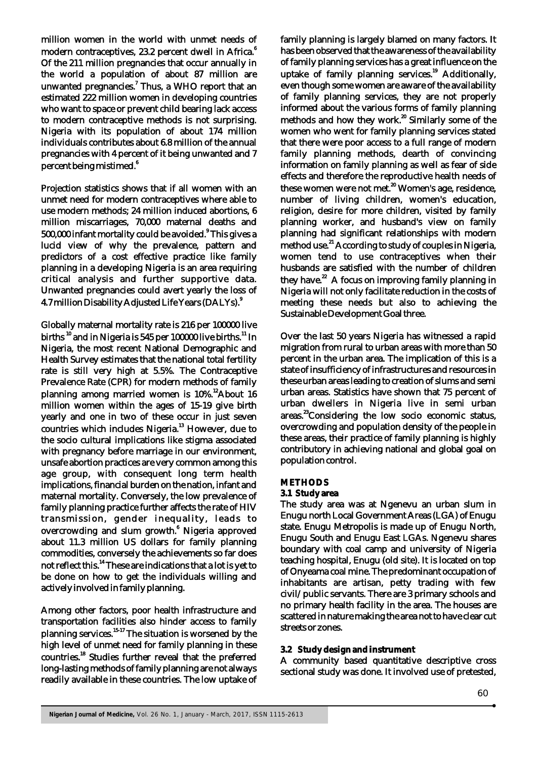million women in the world with unmet needs of modern contraceptives, 23.2 percent dwell in Africa.[6] Of the 211 million pregnancies that occur annually in the world a population of about 87 million are unwanted pregnancies.[7] Thus, a WHO report that an estimated 222 million women in developing countries who want to space or prevent child bearing lack access to modern contraceptive methods is not surprising. Nigeria with its population of about 174 million individuals contributes about 6.8 million of the annual pregnancies with 4 percent of it being unwanted and 7 percent being mistimed.[6]

Projection statistics shows that if all women with an unmet need for modern contraceptives where able to use modern methods; 24 million induced abortions, 6 million miscarriages, 70,000 maternal deaths and 500,000 infant mortality could be avoided.[9] This gives a lucid view of why the prevalence, pattern and predictors of a cost effective practice like family planning in a developing Nigeria is an area requiring critical analysis and further supportive data. Unwanted pregnancies could avert yearly the loss of 4.7 million Disability Adjusted Life Years (DALYs).[9]

Globally maternal mortality rate is 216 per 100000 live births [10] and in Nigeria is 545 per 100000 live births.[11] In Nigeria, the most recent National Demographic and Health Survey estimates that the national total fertility rate is still very high at 5.5%. The Contraceptive Prevalence Rate (CPR) for modern methods of family planning among married women is 10%.[12] About 16 million women within the ages of 15-19 give birth yearly and one in two of these occur in just seven countries which includes Nigeria.[13] However, due to the socio cultural implications like stigma associated with pregnancy before marriage in our environment, unsafe abortion practices are very common among this age group, with consequent long term health implications, financial burden on the nation, infant and maternal mortality. Conversely, the low prevalence of family planning practice further affects the rate of HIV transmission, gender inequality, leads to overcrowding and slum growth.[6] Nigeria approved about 11.3 million US dollars for family planning commodities, conversely the achievements so far does not reflect this.[14] These are indications that a lot is yet to be done on how to get the individuals willing and actively involved in family planning.

Among other factors, poor health infrastructure and transportation facilities also hinder access to family planning services.[15-17] The situation is worsened by the high level of unmet need for family planning in these countries.[18] Studies further reveal that the preferred long-lasting methods of family planning are not always readily available in these countries. The low uptake of family planning is largely blamed on many factors. It has been observed that the awareness of the availability of family planning services has a great influence on the uptake of family planning services.[19] Additionally, even though some women are aware of the availability of family planning services, they are not properly informed about the various forms of family planning methods and how they work.[20] Similarly some of the women who went for family planning services stated that there were poor access to a full range of modern family planning methods, dearth of convincing information on family planning as well as fear of side effects and therefore the reproductive health needs of these women were not met.[20] Women's age, residence, number of living children, women's education, religion, desire for more children, visited by family planning worker, and husband's view on family planning had significant relationships with modern method use.[21] According to study of couples in Nigeria, women tend to use contraceptives when their husbands are satisfied with the number of children they have.[22] A focus on improving family planning in Nigeria will not only facilitate reduction in the costs of meeting these needs but also to achieving the Sustainable Development Goal three.

Over the last 50 years Nigeria has witnessed a rapid migration from rural to urban areas with more than 50 percent in the urban area. The implication of this is a state of insufficiency of infrastructures and resources in these urban areas leading to creation of slums and semi urban areas. Statistics have shown that 75 percent of urban dwellers in Nigeria live in semi urban areas.[23] Considering the low socio economic status, overcrowding and population density of the people in these areas, their practice of family planning is highly contributory in achieving national and global goal on population control.

## METHODS

### 3.1 Study area

The study area was at Ngenevu an urban slum in Enugu north Local Government Areas (LGA) of Enugu state. Enugu Metropolis is made up of Enugu North, Enugu South and Enugu East LGAs. Ngenevu shares boundary with coal camp and university of Nigeria teaching hospital, Enugu (old site). It is located on top of Onyeama coal mine. The predominant occupation of inhabitants are artisan, petty trading with few civil/public servants. There are 3 primary schools and no primary health facility in the area. The houses are scattered in nature making the area not to have clear cut streets or zones.

### 3.2 Study design and instrument

A community based quantitative descriptive cross sectional study was done. It involved use of pretested,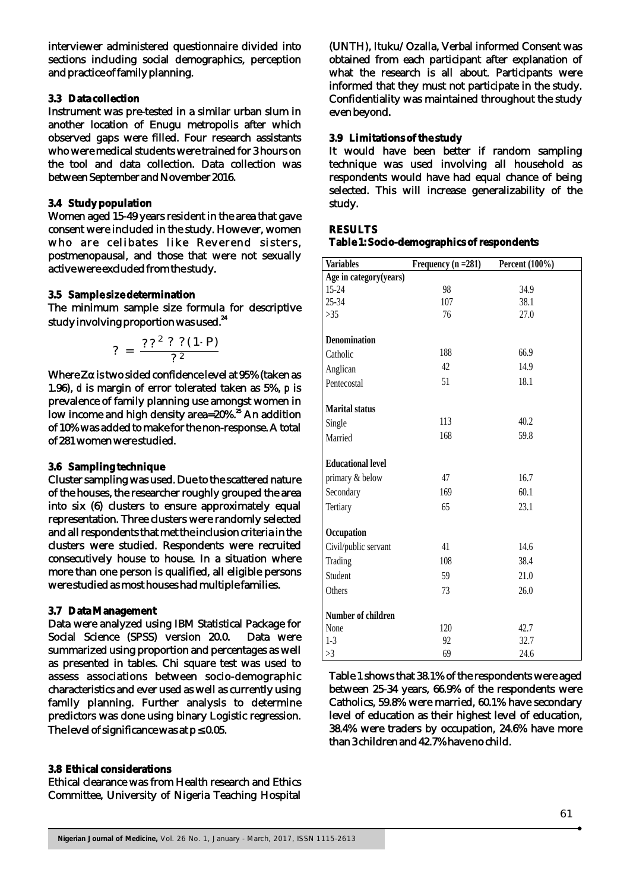interviewer administered questionnaire divided into sections including social demographics, perception and practice of family planning.

### 3.3 Data collection

Instrument was pre-tested in a similar urban slum in another location of Enugu metropolis after which observed gaps were filled. Four research assistants who were medical students were trained for 3 hours on the tool and data collection. Data collection was between September and November 2016.

### 3.4 Study population

Women aged 15-49 years resident in the area that gave consent were included in the study. However, women who are celibates like Reverend sisters, postmenopausal, and those that were not sexually active were excluded from the study.

### 3.5 Sample size determination

The minimum sample size formula for descriptive study involving proportion was used.[24]

$$? = \frac{??^2 ? ?(1-P)}{?^2}$$

Where Zα is two sided confidence level at 95% (taken as 1.96), *d* is margin of error tolerated taken as 5%, *p* is prevalence of family planning use amongst women in low income and high density area=20%.[25] An addition of 10% was added to make for the non-response. A total of 281 women were studied.

### 3.6 Sampling technique

Cluster sampling was used. Due to the scattered nature of the houses, the researcher roughly grouped the area into six (6) clusters to ensure approximately equal representation. Three clusters were randomly selected and all respondents that met the inclusion criteria in the clusters were studied. Respondents were recruited consecutively house to house. In a situation where more than one person is qualified, all eligible persons were studied as most houses had multiple families.

### 3.7 Data Management

Data were analyzed using IBM Statistical Package for Social Science (SPSS) version 20.0. Data were summarized using proportion and percentages as well as presented in tables. Chi square test was used to assess associations between socio-demographic characteristics and ever used as well as currently using family planning. Further analysis to determine predictors was done using binary Logistic regression. The level of significance was at $p \leq 0.05$.

### 3.8 Ethical considerations

Ethical clearance was from Health research and Ethics Committee, University of Nigeria Teaching Hospital (UNTH), Ituku/Ozalla, Verbal informed Consent was obtained from each participant after explanation of what the research is all about. Participants were informed that they must not participate in the study. Confidentiality was maintained throughout the study even beyond.

### 3.9 Limitations of the study

It would have been better if random sampling technique was used involving all household as respondents would have had equal chance of being selected. This will increase generalizability of the study.

## RESULTS

**Table 1: Socio-demographics of respondents**

| Variables | Frequency (n =281) | Percent (100%) |
|---|---|---|
| **Age in category(years)** | | |
| 15-24 | 98 | 34.9 |
| 25-34 | 107 | 38.1 |
| >35 | 76 | 27.0 |
| **Denomination** | | |
| Catholic | 188 | 66.9 |
| Anglican | 42 | 14.9 |
| Pentecostal | 51 | 18.1 |
| **Marital status** | | |
| Single | 113 | 40.2 |
| Married | 168 | 59.8 |
| **Educational level** | | |
| primary & below | 47 | 16.7 |
| Secondary | 169 | 60.1 |
| Tertiary | 65 | 23.1 |
| **Occupation** | | |
| Civil/public servant | 41 | 14.6 |
| Trading | 108 | 38.4 |
| Student | 59 | 21.0 |
| Others | 73 | 26.0 |
| **Number of children** | | |
| None | 120 | 42.7 |
| 1-3 | 92 | 32.7 |
| >3 | 69 | 24.6 |

Table 1 shows that 38.1% of the respondents were aged between 25-34 years, 66.9% of the respondents were Catholics, 59.8% were married, 60.1% have secondary level of education as their highest level of education, 38.4% were traders by occupation, 24.6% have more than 3 children and 42.7% have no child.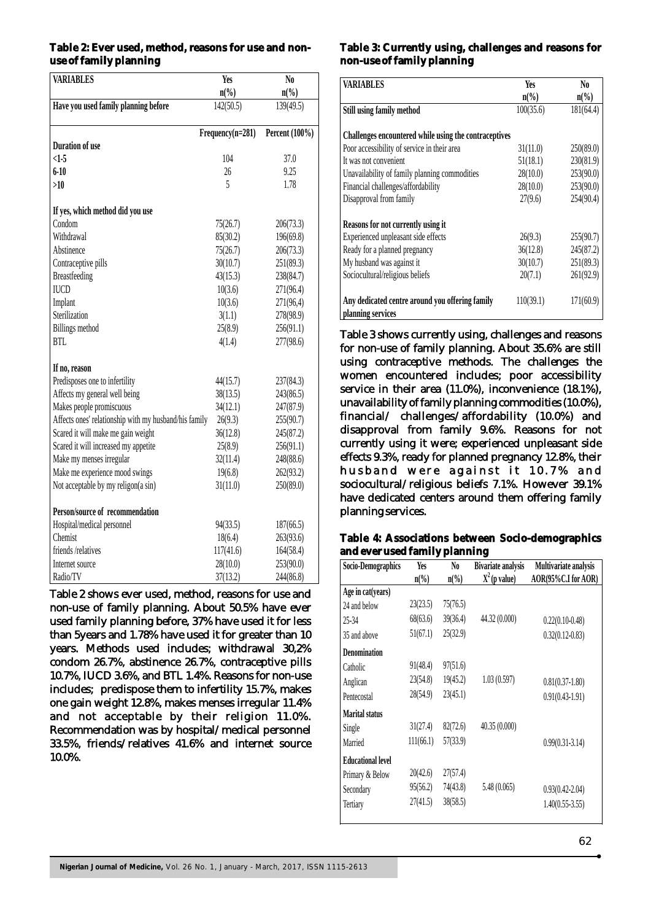**Table 2: Ever used, method, reasons for use and non-use of family planning**

| VARIABLES | Yes n(%) | No n(%) |
|---|---|---|
| Have you used family planning before | 142(50.5) | 139(49.5) |
| | **Frequency(n=281)** | **Percent (100%)** |
| **Duration of use** | | |
| <1-5 | 104 | 37.0 |
| 6-10 | 26 | 9.25 |
| >10 | 5 | 1.78 |
| **If yes, which method did you use** | | |
| Condom | 75(26.7) | 206(73.3) |
| Withdrawal | 85(30.2) | 196(69.8) |
| Abstinence | 75(26.7) | 206(73.3) |
| Contraceptive pills | 30(10.7) | 251(89.3) |
| Breastfeeding | 43(15.3) | 238(84.7) |
| IUCD | 10(3.6) | 271(96.4) |
| Implant | 10(3.6) | 271(96,4) |
| Sterilization | 3(1.1) | 278(98.9) |
| Billings method | 25(8.9) | 256(91.1) |
| BTL | 4(1.4) | 277(98.6) |
| **If no, reason** | | |
| Predisposes one to infertility | 44(15.7) | 237(84.3) |
| Affects my general well being | 38(13.5) | 243(86.5) |
| Makes people promiscuous | 34(12.1) | 247(87.9) |
| Affects ones' relationship with my husband/his family | 26(9.3) | 255(90.7) |
| Scared it will make me gain weight | 36(12.8) | 245(87.2) |
| Scared it will increased my appetite | 25(8.9) | 256(91.1) |
| Make my menses irregular | 32(11.4) | 248(88.6) |
| Make me experience mood swings | 19(6.8) | 262(93.2) |
| Not acceptable by my religon(a sin) | 31(11.0) | 250(89.0) |
| **Person/source of recommendation** | | |
| Hospital/medical personnel | 94(33.5) | 187(66.5) |
| Chemist | 18(6.4) | 263(93.6) |
| friends /relatives | 117(41.6) | 164(58.4) |
| Internet source | 28(10.0) | 253(90.0) |
| Radio/TV | 37(13.2) | 244(86.8) |

Table 2 shows ever used, method, reasons for use and non-use of family planning. About 50.5% have ever used family planning before, 37% have used it for less than 5years and 1.78% have used it for greater than 10 years. Methods used includes; withdrawal 30,2% condom 26.7%, abstinence 26.7%, contraceptive pills 10.7%, IUCD 3.6%, and BTL 1.4%. Reasons for non-use includes; predispose them to infertility 15.7%, makes one gain weight 12.8%, makes menses irregular 11.4% and not acceptable by their religion 11.0%. Recommendation was by hospital/medical personnel 33.5%, friends/relatives 41.6% and internet source 10.0%.

**Table 3: Currently using, challenges and reasons for non-use of family planning**

| VARIABLES | Yes n(%) | No n(%) |
|---|---|---|
| Still using family method | 100(35.6) | 181(64.4) |
| **Challenges encountered while using the contraceptives** | | |
| Poor accessibility of service in their area | 31(11.0) | 250(89.0) |
| It was not convenient | 51(18.1) | 230(81.9) |
| Unavailability of family planning commodities | 28(10.0) | 253(90.0) |
| Financial challenges/affordability | 28(10.0) | 253(90.0) |
| Disapproval from family | 27(9.6) | 254(90.4) |
| **Reasons for not currently using it** | | |
| Experienced unpleasant side effects | 26(9.3) | 255(90.7) |
| Ready for a planned pregnancy | 36(12.8) | 245(87.2) |
| My husband was against it | 30(10.7) | 251(89.3) |
| Sociocultural/religious beliefs | 20(7.1) | 261(92.9) |
| Any dedicated centre around you offering family planning services | 110(39.1) | 171(60.9) |

Table 3 shows currently using, challenges and reasons for non-use of family planning. About 35.6% are still using contraceptive methods. The challenges the women encountered includes; poor accessibility service in their area (11.0%), inconvenience (18.1%), unavailability of family planning commodities (10.0%), financial/ challenges/affordability (10.0%) and disapproval from family 9.6%. Reasons for not currently using it were; experienced unpleasant side effects 9.3%, ready for planned pregnancy 12.8%, their husband were against it 10.7% and sociocultural/religious beliefs 7.1%. However 39.1% have dedicated centers around them offering family planning services.

**Table 4: Associations between Socio-demographics and ever used family planning**

| Socio-Demographics | Yes n(%) | No n(%) | Bivariate analysis $X^2$ (p value) | Multivariate analysis AOR(95%C.I for AOR) |
|---|---|---|---|---|
| **Age in cat(years)** | | | | |
| 24 and below | 23(23.5) | 75(76.5) | | |
| 25-34 | 68(63.6) | 39(36.4) | 44.32 (0.000) | 0.22(0.10-0.48) |
| 35 and above | 51(67.1) | 25(32.9) | | 0.32(0.12-0.83) |
| **Denomination** | | | | |
| Catholic | 91(48.4) | 97(51.6) | | |
| Anglican | 23(54.8) | 19(45.2) | 1.03 (0.597) | 0.81(0.37-1.80) |
| Pentecostal | 28(54.9) | 23(45.1) | | 0.91(0.43-1.91) |
| **Marital status** | | | | |
| Single | 31(27.4) | 82(72.6) | 40.35 (0.000) | |
| Married | 111(66.1) | 57(33.9) | | 0.99(0.31-3.14) |
| **Educational level** | | | | |
| Primary & Below | 20(42.6) | 27(57.4) | | |
| Secondary | 95(56.2) | 74(43.8) | 5.48 (0.065) | 0.93(0.42-2.04) |
| Tertiary | 27(41.5) | 38(58.5) | | 1.40(0.55-3.55) |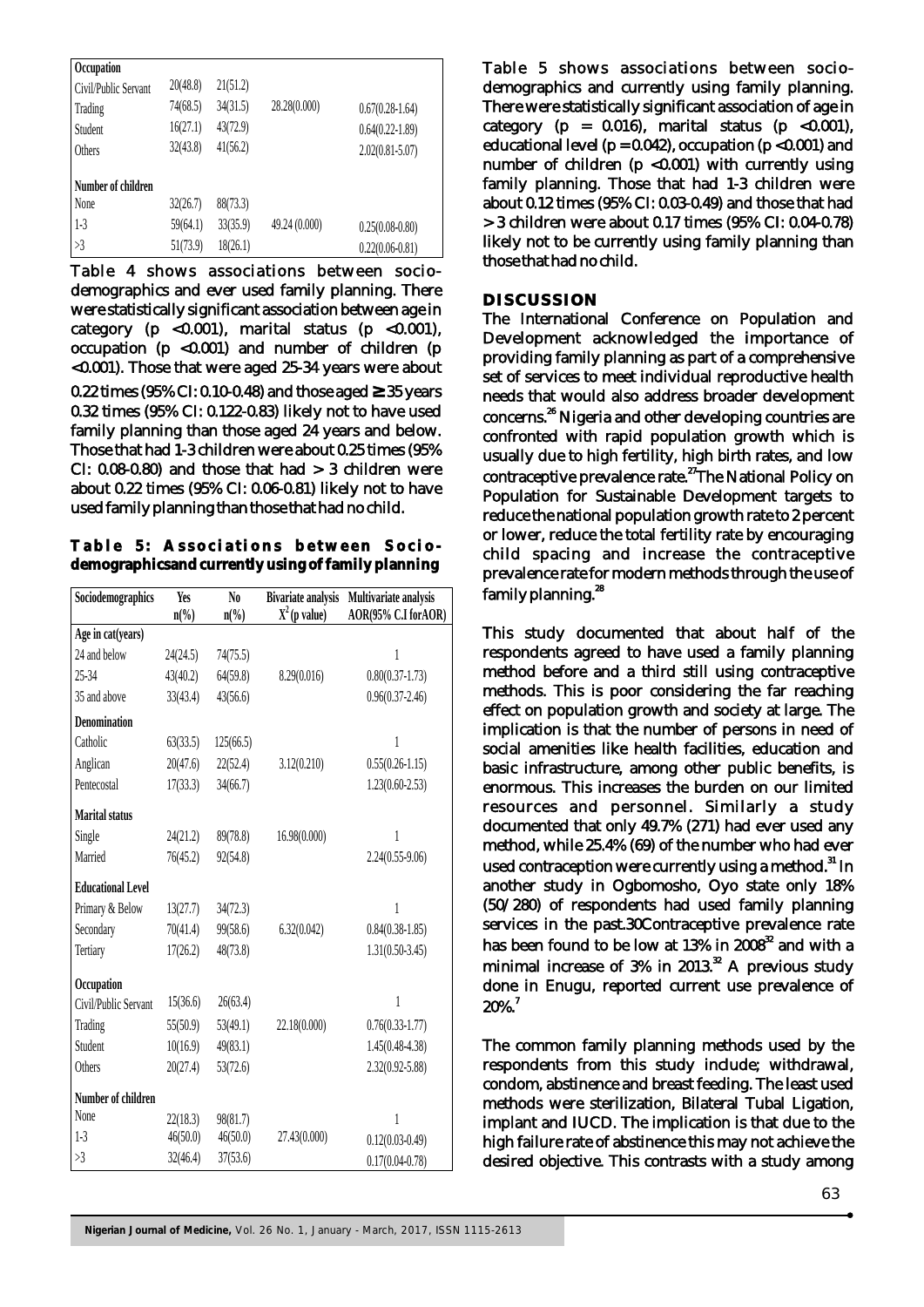| Occupation | | | | |
|---|---|---|---|---|
| Civil/Public Servant | 20(48.8) | 21(51.2) | | |
| Trading | 74(68.5) | 34(31.5) | 28.28(0.000) | 0.67(0.28-1.64) |
| Student | 16(27.1) | 43(72.9) | | 0.64(0.22-1.89) |
| Others | 32(43.8) | 41(56.2) | | 2.02(0.81-5.07) |
| **Number of children** | | | | |
| None | 32(26.7) | 88(73.3) | | |
| 1-3 | 59(64.1) | 33(35.9) | 49.24 (0.000) | 0.25(0.08-0.80) |
| >3 | 51(73.9) | 18(26.1) | | 0.22(0.06-0.81) |

Table 4 shows associations between sociodemographics and ever used family planning. There were statistically significant association between age in category (p <0.001), marital status (p <0.001), occupation (p <0.001) and number of children (p <0.001). Those that were aged 25-34 years were about 0.22 times (95% CI: 0.10-0.48) and those aged ≥ 35 years 0.32 times (95% CI: 0.122-0.83) likely not to have used family planning than those aged 24 years and below. Those that had 1-3 children were about 0.25 times (95% CI: 0.08-0.80) and those that had > 3 children were about 0.22 times (95% CI: 0.06-0.81) likely not to have used family planning than those that had no child.

**Table 5: Associations between Sociodemographics and currently using of family planning**

| Sociodemographics | Yes n(%) | No n(%) | Bivariate analysis $X^2$(p value) | Multivariate analysis AOR(95% C.I for AOR) |
|---|---|---|---|---|
| **Age in cat(years)** | | | | |
| 24 and below | 24(24.5) | 74(75.5) | | 1 |
| 25-34 | 43(40.2) | 64(59.8) | 8.29(0.016) | 0.80(0.37-1.73) |
| 35 and above | 33(43.4) | 43(56.6) | | 0.96(0.37-2.46) |
| **Denomination** | | | | |
| Catholic | 63(33.5) | 125(66.5) | | 1 |
| Anglican | 20(47.6) | 22(52.4) | 3.12(0.210) | 0.55(0.26-1.15) |
| Pentecostal | 17(33.3) | 34(66.7) | | 1.23(0.60-2.53) |
| **Marital status** | | | | |
| Single | 24(21.2) | 89(78.8) | 16.98(0.000) | 1 |
| Married | 76(45.2) | 92(54.8) | | 2.24(0.55-9.06) |
| **Educational Level** | | | | |
| Primary & Below | 13(27.7) | 34(72.3) | | 1 |
| Secondary | 70(41.4) | 99(58.6) | 6.32(0.042) | 0.84(0.38-1.85) |
| Tertiary | 17(26.2) | 48(73.8) | | 1.31(0.50-3.45) |
| **Occupation** | | | | |
| Civil/Public Servant | 15(36.6) | 26(63.4) | | 1 |
| Trading | 55(50.9) | 53(49.1) | 22.18(0.000) | 0.76(0.33-1.77) |
| Student | 10(16.9) | 49(83.1) | | 1.45(0.48-4.38) |
| Others | 20(27.4) | 53(72.6) | | 2.32(0.92-5.88) |
| **Number of children** | | | | |
| None | 22(18.3) | 98(81.7) | | 1 |
| 1-3 | 46(50.0) | 46(50.0) | 27.43(0.000) | 0.12(0.03-0.49) |
| >3 | 32(46.4) | 37(53.6) | | 0.17(0.04-0.78) |

Table 5 shows associations between sociodemographics and currently using family planning. There were statistically significant association of age in category (p = 0.016), marital status (p <0.001), educational level (p = 0.042), occupation (p <0.001) and number of children (p <0.001) with currently using family planning. Those that had 1-3 children were about 0.12 times (95% CI: 0.03-0.49) and those that had > 3 children were about 0.17 times (95% CI: 0.04-0.78) likely not to be currently using family planning than those that had no child.

## DISCUSSION

The International Conference on Population and Development acknowledged the importance of providing family planning as part of a comprehensive set of services to meet individual reproductive health needs that would also address broader development concerns.[26] Nigeria and other developing countries are confronted with rapid population growth which is usually due to high fertility, high birth rates, and low contraceptive prevalence rate.[27] The National Policy on Population for Sustainable Development targets to reduce the national population growth rate to 2 percent or lower, reduce the total fertility rate by encouraging child spacing and increase the contraceptive prevalence rate for modern methods through the use of family planning.[28]

This study documented that about half of the respondents agreed to have used a family planning method before and a third still using contraceptive methods. This is poor considering the far reaching effect on population growth and society at large. The implication is that the number of persons in need of social amenities like health facilities, education and basic infrastructure, among other public benefits, is enormous. This increases the burden on our limited resources and personnel. Similarly a study documented that only 49.7% (271) had ever used any method, while 25.4% (69) of the number who had ever used contraception were currently using a method.[31] In another study in Ogbomosho, Oyo state only 18% (50/280) of respondents had used family planning services in the past.30Contraceptive prevalence rate has been found to be low at 13% in 2008[32] and with a minimal increase of 3% in 2013.[32] A previous study done in Enugu, reported current use prevalence of 20%.[7]

The common family planning methods used by the respondents from this study include; withdrawal, condom, abstinence and breast feeding. The least used methods were sterilization, Bilateral Tubal Ligation, implant and IUCD. The implication is that due to the high failure rate of abstinence this may not achieve the desired objective. This contrasts with a study among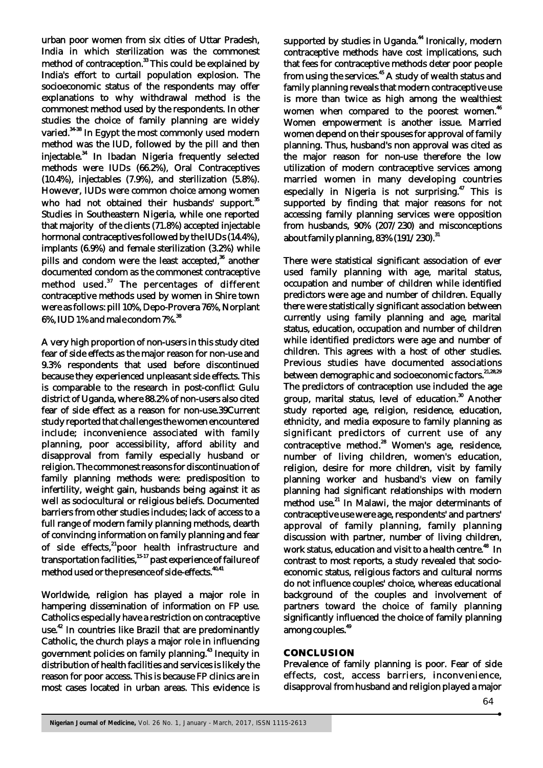urban poor women from six cities of Uttar Pradesh, India in which sterilization was the commonest method of contraception.[33] This could be explained by India's effort to curtail population explosion. The socioeconomic status of the respondents may offer explanations to why withdrawal method is the commonest method used by the respondents. In other studies the choice of family planning are widely varied.[34-38] In Egypt the most commonly used modern method was the IUD, followed by the pill and then injectable.[34] In Ibadan Nigeria frequently selected methods were IUDs (66.2%), Oral Contraceptives (10.4%), injectables (7.9%), and sterilization (5.8%). However, IUDs were common choice among women who had not obtained their husbands' support.[35] Studies in Southeastern Nigeria, while one reported that majority of the clients (71.8%) accepted injectable hormonal contraceptives followed by the IUDs (14.4%), implants (6.9%) and female sterilization (3.2%) while pills and condom were the least accepted,[36] another documented condom as the commonest contraceptive method used.[37] The percentages of different contraceptive methods used by women in Shire town were as follows: pill 10%, Depo-Provera 76%, Norplant 6%, IUD 1% and male condom 7%.[38]

A very high proportion of non-users in this study cited fear of side effects as the major reason for non-use and 9.3% respondents that used before discontinued because they experienced unpleasant side effects. This is comparable to the research in post-conflict Gulu district of Uganda, where 88.2% of non-users also cited fear of side effect as a reason for non-use.39Current study reported that challenges the women encountered include; inconvenience associated with family planning, poor accessibility, afford ability and disapproval from family especially husband or religion. The commonest reasons for discontinuation of family planning methods were: predisposition to infertility, weight gain, husbands being against it as well as sociocultural or religious beliefs. Documented barriers from other studies includes; lack of access to a full range of modern family planning methods, dearth of convincing information on family planning and fear of side effects,[21]poor health infrastructure and transportation facilities,[15-17] past experience of failure of method used or the presence of side-effects.[40,41]

Worldwide, religion has played a major role in hampering dissemination of information on FP use. Catholics especially have a restriction on contraceptive use.[42] In countries like Brazil that are predominantly Catholic, the church plays a major role in influencing government policies on family planning.[43] Inequity in distribution of health facilities and services is likely the reason for poor access. This is because FP clinics are in most cases located in urban areas. This evidence is supported by studies in Uganda.[44] Ironically, modern contraceptive methods have cost implications, such that fees for contraceptive methods deter poor people from using the services.[45] A study of wealth status and family planning reveals that modern contraceptive use is more than twice as high among the wealthiest women when compared to the poorest women.[46] Women empowerment is another issue. Married women depend on their spouses for approval of family planning. Thus, husband's non approval was cited as the major reason for non-use therefore the low utilization of modern contraceptive services among married women in many developing countries especially in Nigeria is not surprising.[47] This is supported by finding that major reasons for not accessing family planning services were opposition from husbands, 90% (207/230) and misconceptions about family planning, 83% (191/230).[31]

There were statistical significant association of ever used family planning with age, marital status, occupation and number of children while identified predictors were age and number of children. Equally there were statistically significant association between currently using family planning and age, marital status, education, occupation and number of children while identified predictors were age and number of children. This agrees with a host of other studies. Previous studies have documented associations between demographic and socioeconomic factors.[21,28,29] The predictors of contraception use included the age group, marital status, level of education.[30] Another study reported age, religion, residence, education, ethnicity, and media exposure to family planning as significant predictors of current use of any contraceptive method.[28] Women's age, residence, number of living children, women's education, religion, desire for more children, visit by family planning worker and husband's view on family planning had significant relationships with modern method use.[21] In Malawi, the major determinants of contraceptive use were age, respondents' and partners' approval of family planning, family planning discussion with partner, number of living children, work status, education and visit to a health centre.[48] In contrast to most reports, a study revealed that socio-economic status, religious factors and cultural norms do not influence couples' choice, whereas educational background of the couples and involvement of partners toward the choice of family planning significantly influenced the choice of family planning among couples.[49]

## CONCLUSION

Prevalence of family planning is poor. Fear of side effects, cost, access barriers, inconvenience, disapproval from husband and religion played a major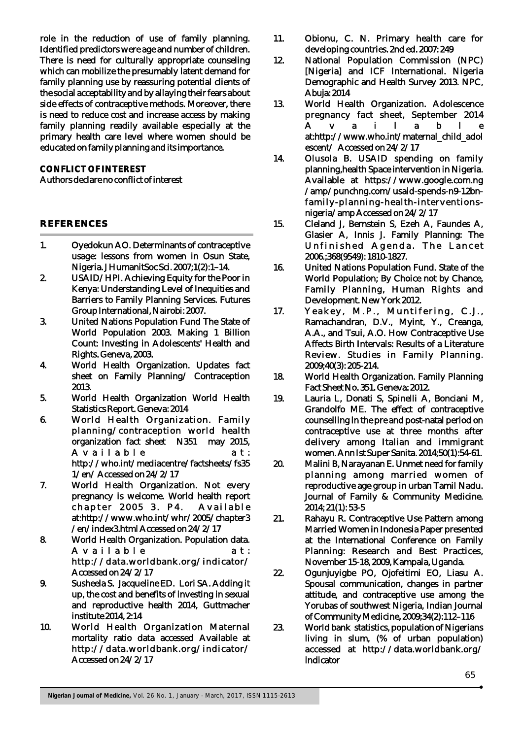role in the reduction of use of family planning. Identified predictors were age and number of children. There is need for culturally appropriate counseling which can mobilize the presumably latent demand for family planning use by reassuring potential clients of the social acceptability and by allaying their fears about side effects of contraceptive methods. Moreover, there is need to reduce cost and increase access by making family planning readily available especially at the primary health care level where women should be educated on family planning and its importance.

## CONFLICT OF INTEREST

Authors declare no conflict of interest

## REFERENCES

1. Oyedokun AO. Determinants of contraceptive usage: lessons from women in Osun State, Nigeria. J HumanitSoc Sci. 2007;1(2):1–14.
2. USAID/HPI. Achieving Equity for the Poor in Kenya: Understanding Level of Inequities and Barriers to Family Planning Services. Futures Group International, Nairobi: 2007.
3. United Nations Population Fund The State of World Population 2003. Making 1 Billion Count: Investing in Adolescents' Health and Rights. Geneva, 2003.
4. World Health Organization. Updates fact sheet on Family Planning/ Contraception 2013.
5. World Health Organization World Health Statistics Report. Geneva: 2014
6. World Health Organization. Family planning/contraception world health organization fact sheet N351 may 2015, Available at: http://who.int/mediacentre/factsheets/fs351/en/ Accessed on 24/2/17
7. World Health Organization. Not every pregnancy is welcome. World health report chapter 2005 3. P4. Available at:http://www.who.int/whr/2005/chapter3/en/index3.html Accessed on 24/2/17
8. World Health Organization. Population data. Available at: http://data.worldbank.org/indicator/ Accessed on 24/2/17
9. Susheela S. Jacqueline ED. Lori SA. Adding it up, the cost and benefits of investing in sexual and reproductive health 2014, Guttmacher institute 2014, 2:14
10. World Health Organization Maternal mortality ratio data accessed Available at http://data.worldbank.org/indicator/ Accessed on 24/2/17
11. Obionu, C. N. Primary health care for developing countries. 2nd ed. 2007: 249
12. National Population Commission (NPC) [Nigeria] and ICF International. Nigeria Demographic and Health Survey 2013. NPC, Abuja: 2014
13. World Health Organization. Adolescence pregnancy fact sheet, September 2014 Available at:http://www.who.int/maternal_child_adolescent/ Accessed on 24/2/17
14. Olusola B. USAID spending on family planning,health Space intervention in Nigeria. Available at https://www.google.com.ng/amp/punchng.com/usaid-spends-n9-12bn-family-planning-health-interventions-nigeria/amp Accessed on 24/2/17
15. Cleland J, Bernstein S, Ezeh A, Faundes A, Glasier A, Innis J. Family Planning: The Unfinished Agenda. The Lancet 2006.;368(9549): 1810-1827.
16. United Nations Population Fund. State of the World Population; By Choice not by Chance, Family Planning, Human Rights and Development. New York 2012.
17. Yeakey, M.P., Muntifering, C.J., Ramachandran, D.V., Myint, Y., Creanga, A.A., and Tsui, A.O. How Contraceptive Use Affects Birth Intervals: Results of a Literature Review. Studies in Family Planning. 2009;40(3): 205-214.
18. World Health Organization. Family Planning Fact Sheet No. 351. Geneva: 2012.
19. Lauria L, Donati S, Spinelli A, Bonciani M, Grandolfo ME. The effect of contraceptive counselling in the pre and post-natal period on contraceptive use at three months after delivery among Italian and immigrant women. Ann Ist Super Sanita. 2014;50(1):54-61.
20. Malini B, Narayanan E. Unmet need for family planning among married women of reproductive age group in urban Tamil Nadu. Journal of Family & Community Medicine. 2014; 21(1): 53-5
21. Rahayu R. Contraceptive Use Pattern among Married Women in Indonesia Paper presented at the International Conference on Family Planning: Research and Best Practices, November 15-18, 2009, Kampala, Uganda.
22. Ogunjuyigbe PO, Ojofeitimi EO, Liasu A. Spousal communication, changes in partner attitude, and contraceptive use among the Yorubas of southwest Nigeria, Indian Journal of Community Medicine, 2009;34(2):112–116
23. World bank statistics, population of Nigerians living in slum, (% of urban population) accessed at http://data.worldbank.org/indicator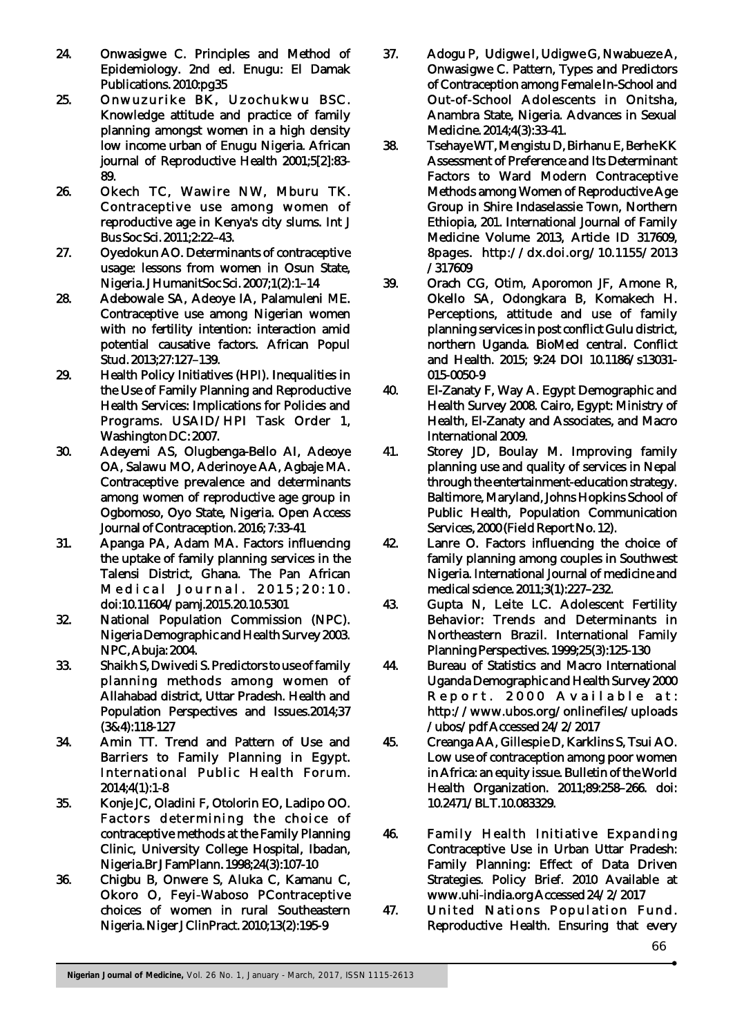24. Onwasigwe C. Principles and Method of Epidemiology. 2nd ed. Enugu: El Damak Publications. 2010:pg35
25. Onwuzurike BK, Uzochukwu BSC. Knowledge attitude and practice of family planning amongst women in a high density low income urban of Enugu Nigeria. African journal of Reproductive Health 2001;5[2]:83-89.
26. Okech TC, Wawire NW, Mburu TK. Contraceptive use among women of reproductive age in Kenya's city slums. Int J Bus Soc Sci. 2011;2:22–43.
27. Oyedokun AO. Determinants of contraceptive usage: lessons from women in Osun State, Nigeria. J HumanitSoc Sci. 2007;1(2):1–14
28. Adebowale SA, Adeoye IA, Palamuleni ME. Contraceptive use among Nigerian women with no fertility intention: interaction amid potential causative factors. African Popul Stud. 2013;27:127–139.
29. Health Policy Initiatives (HPI). Inequalities in the Use of Family Planning and Reproductive Health Services: Implications for Policies and Programs. USAID/HPI Task Order 1, Washington DC: 2007.
30. Adeyemi AS, Olugbenga-Bello AI, Adeoye OA, Salawu MO, Aderinoye AA, Agbaje MA. Contraceptive prevalence and determinants among women of reproductive age group in Ogbomoso, Oyo State, Nigeria. Open Access Journal of Contraception. 2016; 7:33-41
31. Apanga PA, Adam MA. Factors influencing the uptake of family planning services in the Talensi District, Ghana. The Pan African Medical Journal. 2015;20:10. doi:10.11604/pamj.2015.20.10.5301
32. National Population Commission (NPC). Nigeria Demographic and Health Survey 2003. NPC, Abuja: 2004.
33. Shaikh S, Dwivedi S. Predictors to use of family planning methods among women of Allahabad district, Uttar Pradesh. Health and Population Perspectives and Issues.2014;37 (3&4):118-127
34. Amin TT. Trend and Pattern of Use and Barriers to Family Planning in Egypt. International Public Health Forum. 2014;4(1):1-8
35. Konje JC, Oladini F, Otolorin EO, Ladipo OO. Factors determining the choice of contraceptive methods at the Family Planning Clinic, University College Hospital, Ibadan, Nigeria.Br J FamPlann. 1998;24(3):107-10
36. Chigbu B, Onwere S, Aluka C, Kamanu C, Okoro O, Feyi-Waboso PContraceptive choices of women in rural Southeastern Nigeria. Niger J ClinPract. 2010;13(2):195-9
37. Adogu P, Udigwe I, Udigwe G, Nwabueze A, Onwasigwe C. Pattern, Types and Predictors of Contraception among Female In-School and Out-of-School Adolescents in Onitsha, Anambra State, Nigeria. Advances in Sexual Medicine. 2014;4(3):33-41.
38. Tsehaye WT, Mengistu D, Birhanu E, Berhe KK Assessment of Preference and Its Determinant Factors to Ward Modern Contraceptive Methods among Women of Reproductive Age Group in Shire Indaselassie Town, Northern Ethiopia, 201. International Journal of Family Medicine Volume 2013, Article ID 317609, 8pages. http://dx.doi.org/10.1155/2013/317609
39. Orach CG, Otim, Aporomon JF, Amone R, Okello SA, Odongkara B, Komakech H. Perceptions, attitude and use of family planning services in post conflict Gulu district, northern Uganda. BioMed central. Conflict and Health. 2015; 9:24 DOI 10.1186/s13031-015-0050-9
40. El-Zanaty F, Way A. Egypt Demographic and Health Survey 2008. Cairo, Egypt: Ministry of Health, El-Zanaty and Associates, and Macro International 2009.
41. Storey JD, Boulay M. Improving family planning use and quality of services in Nepal through the entertainment-education strategy. Baltimore, Maryland, Johns Hopkins School of Public Health, Population Communication Services, 2000 (Field Report No. 12).
42. Lanre O. Factors influencing the choice of family planning among couples in Southwest Nigeria. International Journal of medicine and medical science. 2011;3(1):227–232.
43. Gupta N, Leite LC. Adolescent Fertility Behavior: Trends and Determinants in Northeastern Brazil. International Family Planning Perspectives. 1999;25(3):125-130
44. Bureau of Statistics and Macro International Uganda Demographic and Health Survey 2000 Report. 2000 Available at: http://www.ubos.org/onlinefiles/uploads/ubos/pdf Accessed 24/2/2017
45. Creanga AA, Gillespie D, Karklins S, Tsui AO. Low use of contraception among poor women in Africa: an equity issue. Bulletin of the World Health Organization. 2011;89:258–266. doi: 10.2471/BLT.10.083329.
46. Family Health Initiative Expanding Contraceptive Use in Urban Uttar Pradesh: Family Planning: Effect of Data Driven Strategies. Policy Brief. 2010 Available at www.uhi-india.org Accessed 24/2/2017
47. United Nations Population Fund. Reproductive Health. Ensuring that every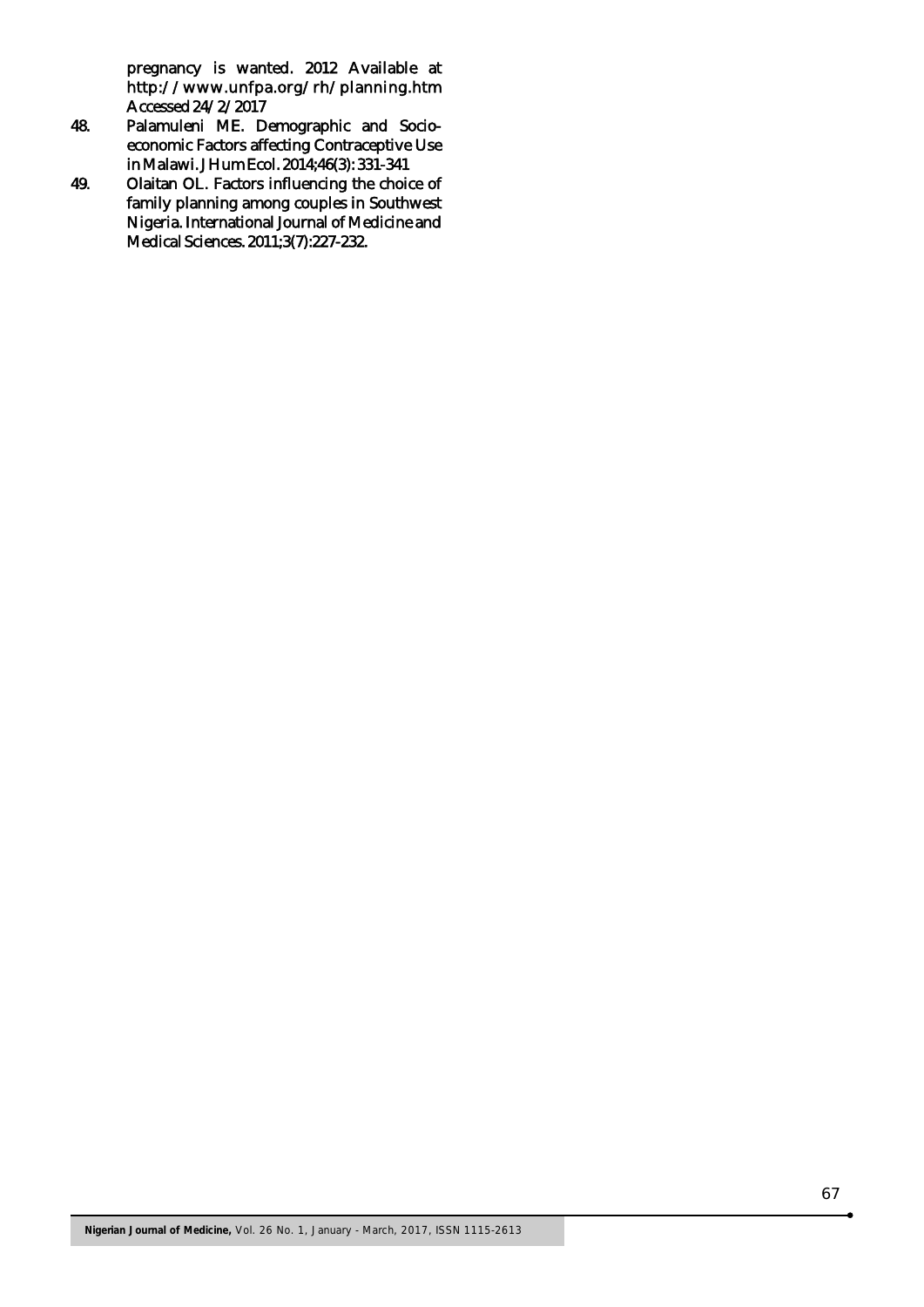pregnancy is wanted. 2012 Available at http://www.unfpa.org/rh/planning.htm Accessed 24/2/2017

48. Palamuleni ME. Demographic and Socio-economic Factors affecting Contraceptive Use in Malawi. J Hum Ecol. 2014;46(3): 331-341
49. Olaitan OL. Factors influencing the choice of family planning among couples in Southwest Nigeria. International Journal of Medicine and Medical Sciences. 2011;3(7):227-232.